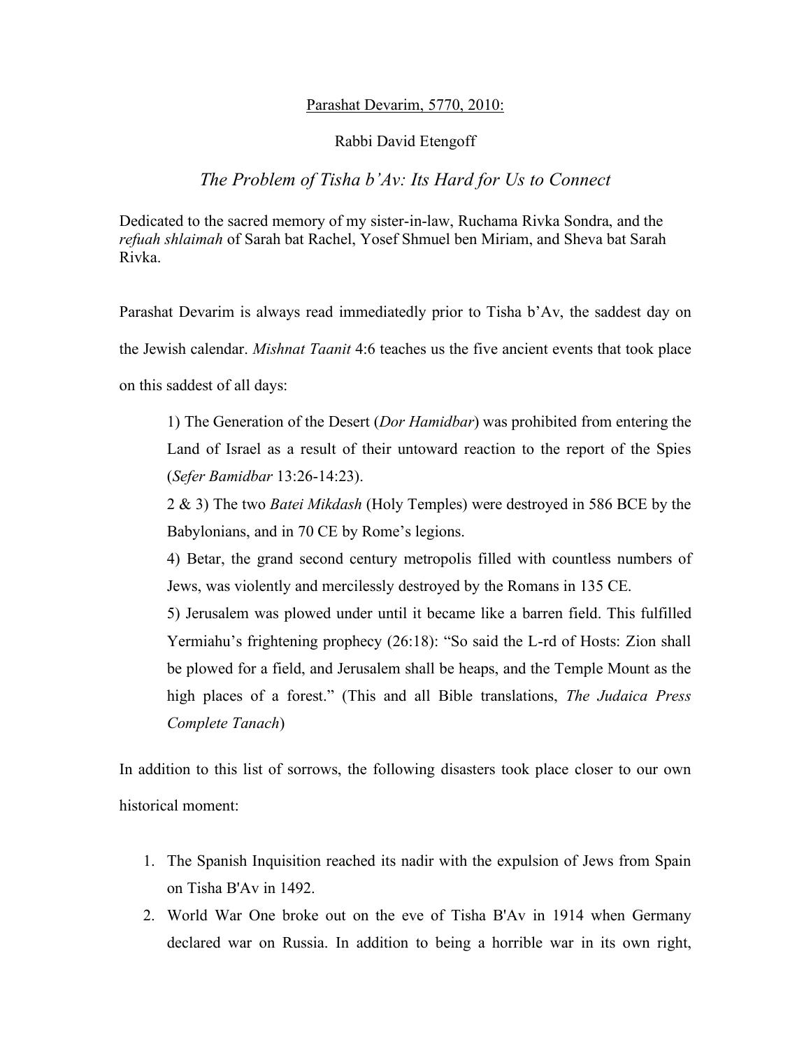Parashat Devarim, 5770, 2010:

Rabbi David Etengoff

# *The Problem of Tisha b'Av: Its Hard for Us to Connect*

Dedicated to the sacred memory of my sister-in-law, Ruchama Rivka Sondra, and the *refuah shlaimah* of Sarah bat Rachel, Yosef Shmuel ben Miriam, and Sheva bat Sarah Rivka.

Parashat Devarim is always read immediatedly prior to Tisha b'Av, the saddest day on the Jewish calendar. *Mishnat Taanit* 4:6 teaches us the five ancient events that took place on this saddest of all days:

> 1) The Generation of the Desert (*Dor Hamidbar*) was prohibited from entering the Land of Israel as a result of their untoward reaction to the report of the Spies (*Sefer Bamidbar* 13:26-14:23).
>
> 2 & 3) The two *Batei Mikdash* (Holy Temples) were destroyed in 586 BCE by the Babylonians, and in 70 CE by Rome's legions.
>
> 4) Betar, the grand second century metropolis filled with countless numbers of Jews, was violently and mercilessly destroyed by the Romans in 135 CE.
>
> 5) Jerusalem was plowed under until it became like a barren field. This fulfilled Yermiahu's frightening prophecy (26:18): "So said the L-rd of Hosts: Zion shall be plowed for a field, and Jerusalem shall be heaps, and the Temple Mount as the high places of a forest." (This and all Bible translations, *The Judaica Press Complete Tanach*)

In addition to this list of sorrows, the following disasters took place closer to our own historical moment:

1. The Spanish Inquisition reached its nadir with the expulsion of Jews from Spain on Tisha B'Av in 1492.
2. World War One broke out on the eve of Tisha B'Av in 1914 when Germany declared war on Russia. In addition to being a horrible war in its own right,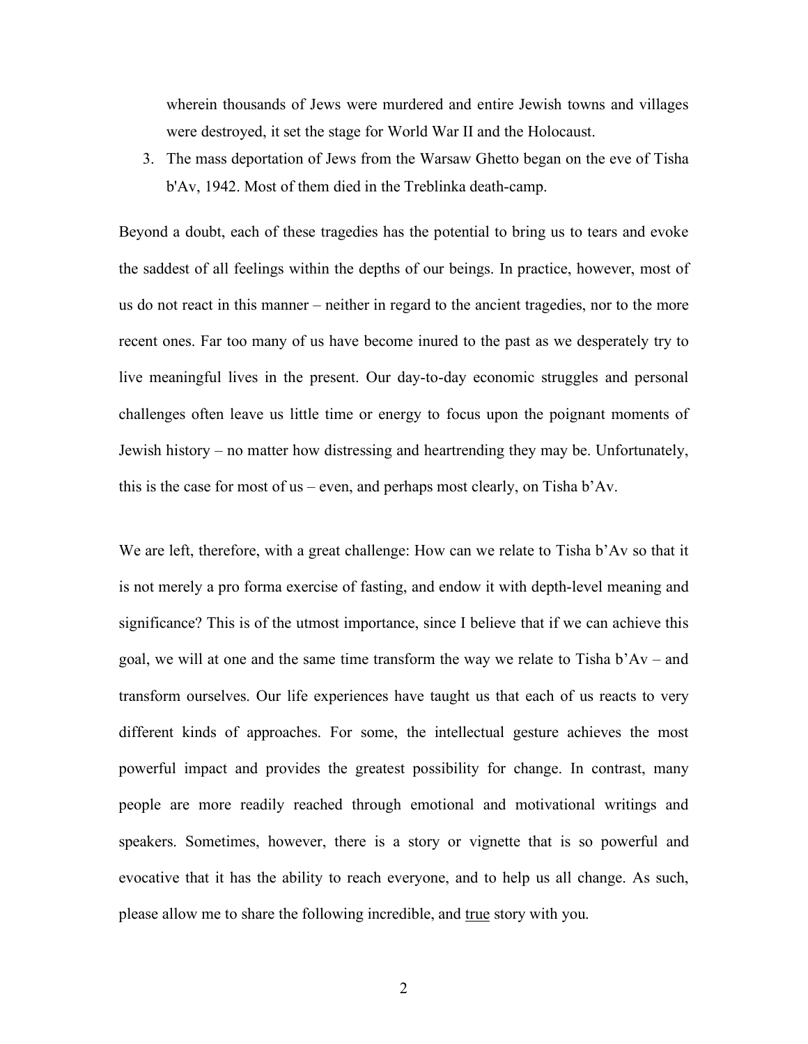wherein thousands of Jews were murdered and entire Jewish towns and villages were destroyed, it set the stage for World War II and the Holocaust.

3. The mass deportation of Jews from the Warsaw Ghetto began on the eve of Tisha b'Av, 1942. Most of them died in the Treblinka death-camp.

Beyond a doubt, each of these tragedies has the potential to bring us to tears and evoke the saddest of all feelings within the depths of our beings. In practice, however, most of us do not react in this manner – neither in regard to the ancient tragedies, nor to the more recent ones. Far too many of us have become inured to the past as we desperately try to live meaningful lives in the present. Our day-to-day economic struggles and personal challenges often leave us little time or energy to focus upon the poignant moments of Jewish history – no matter how distressing and heartrending they may be. Unfortunately, this is the case for most of us – even, and perhaps most clearly, on Tisha b'Av.

We are left, therefore, with a great challenge: How can we relate to Tisha b'Av so that it is not merely a pro forma exercise of fasting, and endow it with depth-level meaning and significance? This is of the utmost importance, since I believe that if we can achieve this goal, we will at one and the same time transform the way we relate to Tisha b'Av – and transform ourselves. Our life experiences have taught us that each of us reacts to very different kinds of approaches. For some, the intellectual gesture achieves the most powerful impact and provides the greatest possibility for change. In contrast, many people are more readily reached through emotional and motivational writings and speakers. Sometimes, however, there is a story or vignette that is so powerful and evocative that it has the ability to reach everyone, and to help us all change. As such, please allow me to share the following incredible, and <u>true</u> story with you.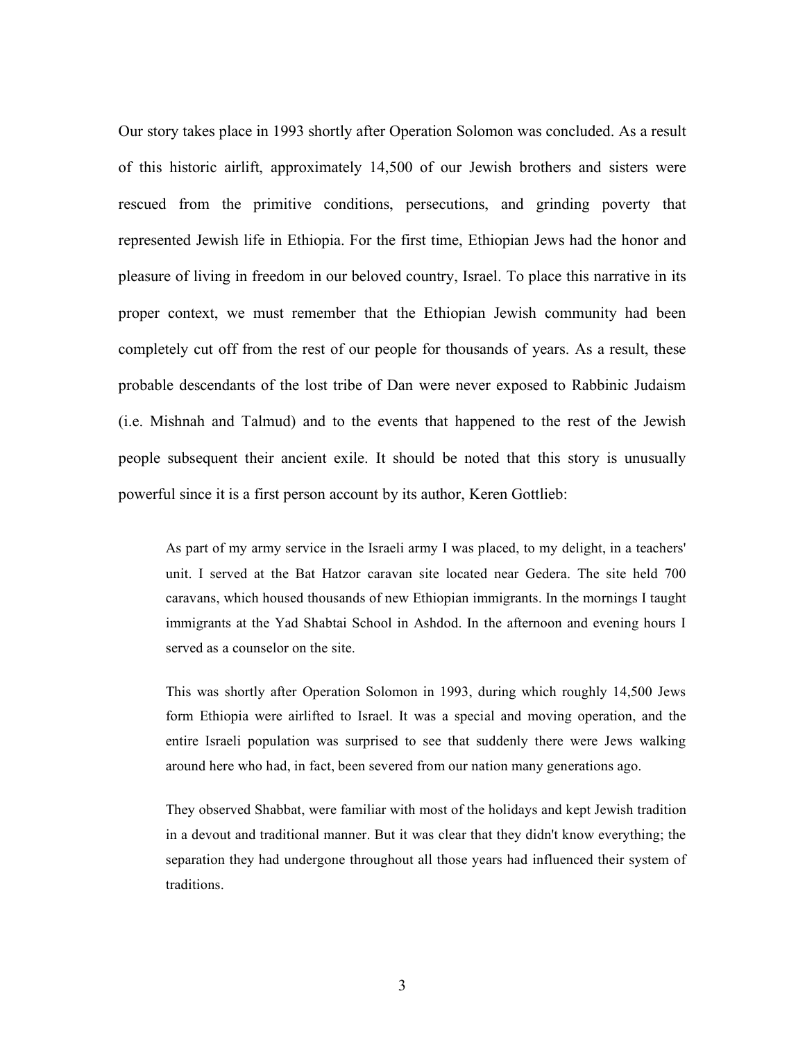Our story takes place in 1993 shortly after Operation Solomon was concluded. As a result of this historic airlift, approximately 14,500 of our Jewish brothers and sisters were rescued from the primitive conditions, persecutions, and grinding poverty that represented Jewish life in Ethiopia. For the first time, Ethiopian Jews had the honor and pleasure of living in freedom in our beloved country, Israel. To place this narrative in its proper context, we must remember that the Ethiopian Jewish community had been completely cut off from the rest of our people for thousands of years. As a result, these probable descendants of the lost tribe of Dan were never exposed to Rabbinic Judaism (i.e. Mishnah and Talmud) and to the events that happened to the rest of the Jewish people subsequent their ancient exile. It should be noted that this story is unusually powerful since it is a first person account by its author, Keren Gottlieb:

> As part of my army service in the Israeli army I was placed, to my delight, in a teachers' unit. I served at the Bat Hatzor caravan site located near Gedera. The site held 700 caravans, which housed thousands of new Ethiopian immigrants. In the mornings I taught immigrants at the Yad Shabtai School in Ashdod. In the afternoon and evening hours I served as a counselor on the site.
>
> This was shortly after Operation Solomon in 1993, during which roughly 14,500 Jews form Ethiopia were airlifted to Israel. It was a special and moving operation, and the entire Israeli population was surprised to see that suddenly there were Jews walking around here who had, in fact, been severed from our nation many generations ago.
>
> They observed Shabbat, were familiar with most of the holidays and kept Jewish tradition in a devout and traditional manner. But it was clear that they didn't know everything; the separation they had undergone throughout all those years had influenced their system of traditions.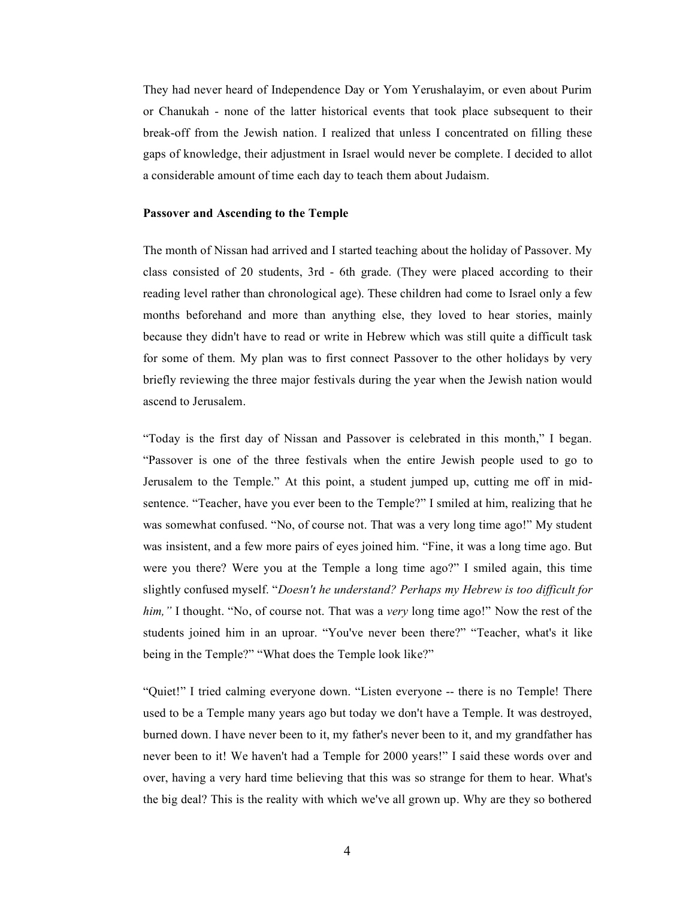They had never heard of Independence Day or Yom Yerushalayim, or even about Purim or Chanukah - none of the latter historical events that took place subsequent to their break-off from the Jewish nation. I realized that unless I concentrated on filling these gaps of knowledge, their adjustment in Israel would never be complete. I decided to allot a considerable amount of time each day to teach them about Judaism.

**Passover and Ascending to the Temple**

The month of Nissan had arrived and I started teaching about the holiday of Passover. My class consisted of 20 students, 3rd - 6th grade. (They were placed according to their reading level rather than chronological age). These children had come to Israel only a few months beforehand and more than anything else, they loved to hear stories, mainly because they didn't have to read or write in Hebrew which was still quite a difficult task for some of them. My plan was to first connect Passover to the other holidays by very briefly reviewing the three major festivals during the year when the Jewish nation would ascend to Jerusalem.

"Today is the first day of Nissan and Passover is celebrated in this month," I began. "Passover is one of the three festivals when the entire Jewish people used to go to Jerusalem to the Temple." At this point, a student jumped up, cutting me off in mid-sentence. "Teacher, have you ever been to the Temple?" I smiled at him, realizing that he was somewhat confused. "No, of course not. That was a very long time ago!" My student was insistent, and a few more pairs of eyes joined him. "Fine, it was a long time ago. But were you there? Were you at the Temple a long time ago?" I smiled again, this time slightly confused myself. "*Doesn't he understand? Perhaps my Hebrew is too difficult for him,"* I thought. "No, of course not. That was a *very* long time ago!" Now the rest of the students joined him in an uproar. "You've never been there?" "Teacher, what's it like being in the Temple?" "What does the Temple look like?"

"Quiet!" I tried calming everyone down. "Listen everyone -- there is no Temple! There used to be a Temple many years ago but today we don't have a Temple. It was destroyed, burned down. I have never been to it, my father's never been to it, and my grandfather has never been to it! We haven't had a Temple for 2000 years!" I said these words over and over, having a very hard time believing that this was so strange for them to hear. What's the big deal? This is the reality with which we've all grown up. Why are they so bothered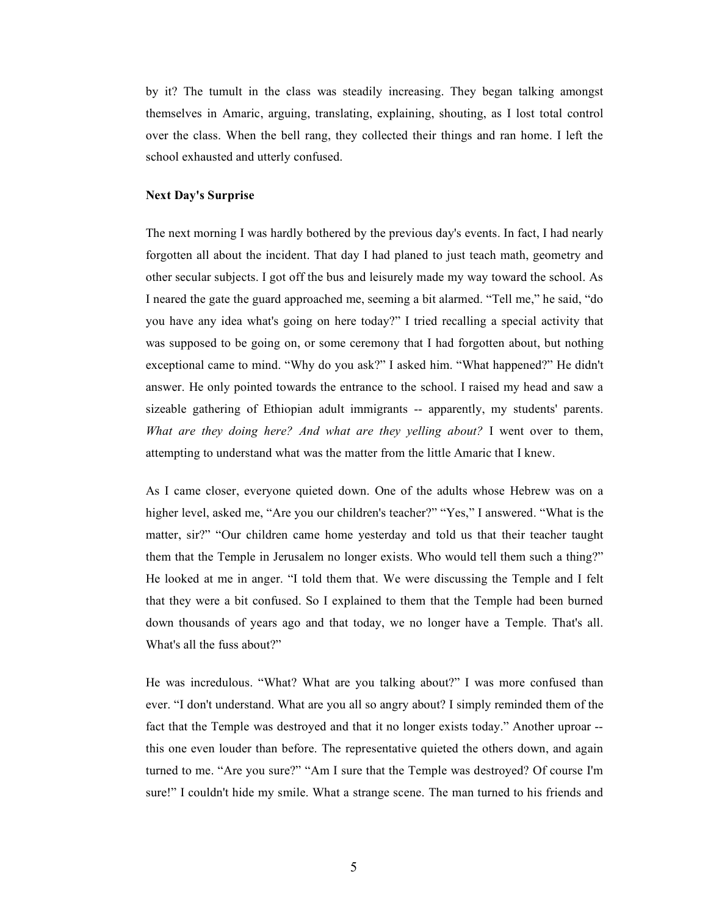by it? The tumult in the class was steadily increasing. They began talking amongst themselves in Amaric, arguing, translating, explaining, shouting, as I lost total control over the class. When the bell rang, they collected their things and ran home. I left the school exhausted and utterly confused.

**Next Day's Surprise**

The next morning I was hardly bothered by the previous day's events. In fact, I had nearly forgotten all about the incident. That day I had planed to just teach math, geometry and other secular subjects. I got off the bus and leisurely made my way toward the school. As I neared the gate the guard approached me, seeming a bit alarmed. "Tell me," he said, "do you have any idea what's going on here today?" I tried recalling a special activity that was supposed to be going on, or some ceremony that I had forgotten about, but nothing exceptional came to mind. "Why do you ask?" I asked him. "What happened?" He didn't answer. He only pointed towards the entrance to the school. I raised my head and saw a sizeable gathering of Ethiopian adult immigrants -- apparently, my students' parents. *What are they doing here? And what are they yelling about?* I went over to them, attempting to understand what was the matter from the little Amaric that I knew.

As I came closer, everyone quieted down. One of the adults whose Hebrew was on a higher level, asked me, "Are you our children's teacher?" "Yes," I answered. "What is the matter, sir?" "Our children came home yesterday and told us that their teacher taught them that the Temple in Jerusalem no longer exists. Who would tell them such a thing?" He looked at me in anger. "I told them that. We were discussing the Temple and I felt that they were a bit confused. So I explained to them that the Temple had been burned down thousands of years ago and that today, we no longer have a Temple. That's all. What's all the fuss about?"

He was incredulous. "What? What are you talking about?" I was more confused than ever. "I don't understand. What are you all so angry about? I simply reminded them of the fact that the Temple was destroyed and that it no longer exists today." Another uproar -- this one even louder than before. The representative quieted the others down, and again turned to me. "Are you sure?" "Am I sure that the Temple was destroyed? Of course I'm sure!" I couldn't hide my smile. What a strange scene. The man turned to his friends and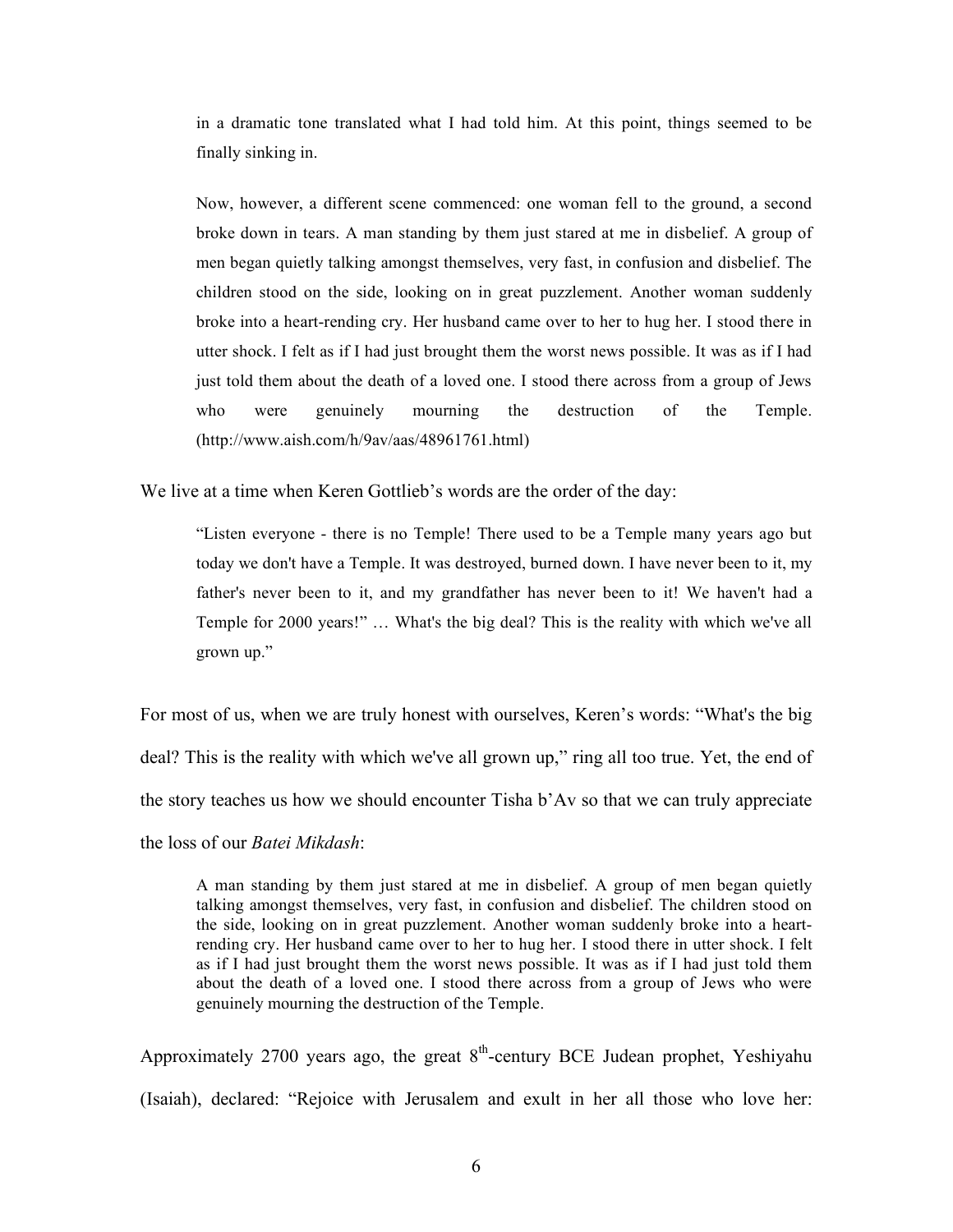> in a dramatic tone translated what I had told him. At this point, things seemed to be finally sinking in.
>
> Now, however, a different scene commenced: one woman fell to the ground, a second broke down in tears. A man standing by them just stared at me in disbelief. A group of men began quietly talking amongst themselves, very fast, in confusion and disbelief. The children stood on the side, looking on in great puzzlement. Another woman suddenly broke into a heart-rending cry. Her husband came over to her to hug her. I stood there in utter shock. I felt as if I had just brought them the worst news possible. It was as if I had just told them about the death of a loved one. I stood there across from a group of Jews who were genuinely mourning the destruction of the Temple. (http://www.aish.com/h/9av/aas/48961761.html)

We live at a time when Keren Gottlieb's words are the order of the day:

> "Listen everyone - there is no Temple! There used to be a Temple many years ago but today we don't have a Temple. It was destroyed, burned down. I have never been to it, my father's never been to it, and my grandfather has never been to it! We haven't had a Temple for 2000 years!" … What's the big deal? This is the reality with which we've all grown up."

For most of us, when we are truly honest with ourselves, Keren's words: "What's the big deal? This is the reality with which we've all grown up," ring all too true. Yet, the end of the story teaches us how we should encounter Tisha b'Av so that we can truly appreciate the loss of our *Batei Mikdash*:

> A man standing by them just stared at me in disbelief. A group of men began quietly talking amongst themselves, very fast, in confusion and disbelief. The children stood on the side, looking on in great puzzlement. Another woman suddenly broke into a heart-rending cry. Her husband came over to her to hug her. I stood there in utter shock. I felt as if I had just brought them the worst news possible. It was as if I had just told them about the death of a loved one. I stood there across from a group of Jews who were genuinely mourning the destruction of the Temple.

Approximately 2700 years ago, the great 8th-century BCE Judean prophet, Yeshiyahu (Isaiah), declared: "Rejoice with Jerusalem and exult in her all those who love her: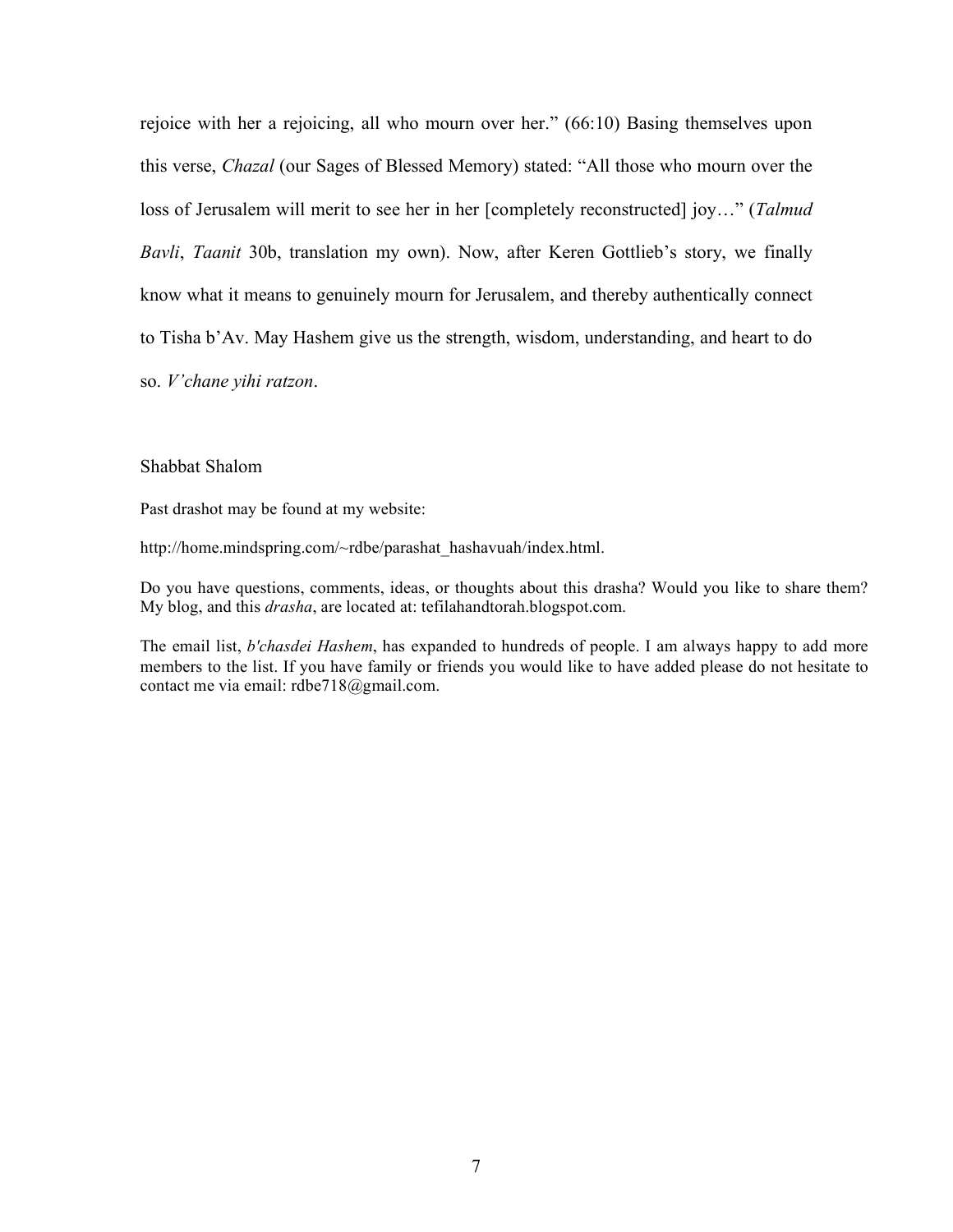rejoice with her a rejoicing, all who mourn over her." (66:10) Basing themselves upon this verse, *Chazal* (our Sages of Blessed Memory) stated: "All those who mourn over the loss of Jerusalem will merit to see her in her [completely reconstructed] joy…" (*Talmud Bavli*, *Taanit* 30b, translation my own). Now, after Keren Gottlieb's story, we finally know what it means to genuinely mourn for Jerusalem, and thereby authentically connect to Tisha b'Av. May Hashem give us the strength, wisdom, understanding, and heart to do so. *V'chane yihi ratzon*.

Shabbat Shalom

Past drashot may be found at my website:

http://home.mindspring.com/~rdbe/parashat_hashavuah/index.html.

Do you have questions, comments, ideas, or thoughts about this drasha? Would you like to share them? My blog, and this *drasha*, are located at: tefilahandtorah.blogspot.com.

The email list, *b'chasdei Hashem*, has expanded to hundreds of people. I am always happy to add more members to the list. If you have family or friends you would like to have added please do not hesitate to contact me via email: rdbe718@gmail.com.